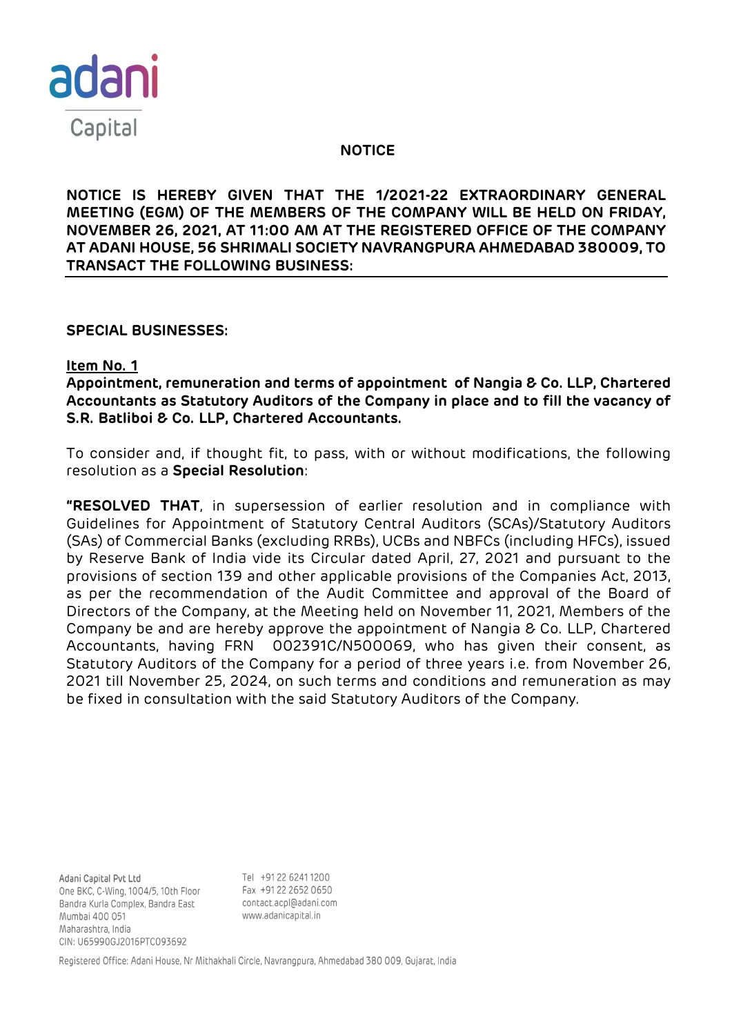# NOTICE

**NOTICE IS HEREBY GIVEN THAT THE 1/2021-22 EXTRAORDINARY GENERAL MEETING (EGM) OF THE MEMBERS OF THE COMPANY WILL BE HELD ON FRIDAY, NOVEMBER 26, 2021, AT 11:00 AM AT THE REGISTERED OFFICE OF THE COMPANY AT ADANI HOUSE, 56 SHRIMALI SOCIETY NAVRANGPURA AHMEDABAD 380009, TO TRANSACT THE FOLLOWING BUSINESS:**

**SPECIAL BUSINESSES:**

**Item No. 1**

**Appointment, remuneration and terms of appointment of Nangia & Co. LLP, Chartered Accountants as Statutory Auditors of the Company in place and to fill the vacancy of S.R. Batliboi & Co. LLP, Chartered Accountants.**

To consider and, if thought fit, to pass, with or without modifications, the following resolution as a **Special Resolution**:

**"RESOLVED THAT**, in supersession of earlier resolution and in compliance with Guidelines for Appointment of Statutory Central Auditors (SCAs)/Statutory Auditors (SAs) of Commercial Banks (excluding RRBs), UCBs and NBFCs (including HFCs), issued by Reserve Bank of India vide its Circular dated April, 27, 2021 and pursuant to the provisions of section 139 and other applicable provisions of the Companies Act, 2013, as per the recommendation of the Audit Committee and approval of the Board of Directors of the Company, at the Meeting held on November 11, 2021, Members of the Company be and are hereby approve the appointment of Nangia & Co. LLP, Chartered Accountants, having FRN 002391C/N500069, who has given their consent, as Statutory Auditors of the Company for a period of three years i.e. from November 26, 2021 till November 25, 2024, on such terms and conditions and remuneration as may be fixed in consultation with the said Statutory Auditors of the Company.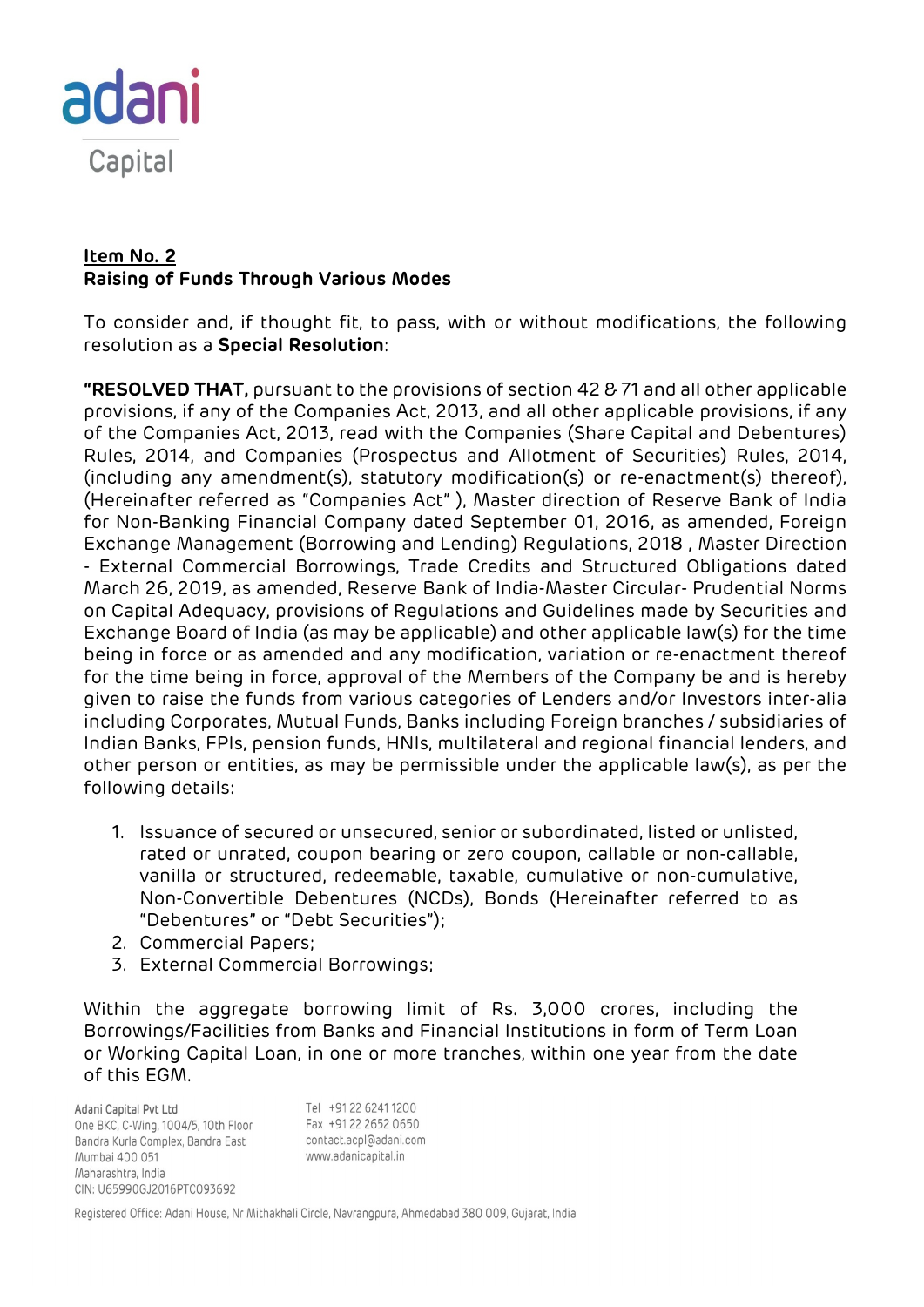**Item No. 2**
**Raising of Funds Through Various Modes**

To consider and, if thought fit, to pass, with or without modifications, the following resolution as a **Special Resolution**:

**"RESOLVED THAT,** pursuant to the provisions of section 42 & 71 and all other applicable provisions, if any of the Companies Act, 2013, and all other applicable provisions, if any of the Companies Act, 2013, read with the Companies (Share Capital and Debentures) Rules, 2014, and Companies (Prospectus and Allotment of Securities) Rules, 2014, (including any amendment(s), statutory modification(s) or re-enactment(s) thereof), (Hereinafter referred as "Companies Act" ), Master direction of Reserve Bank of India for Non-Banking Financial Company dated September 01, 2016, as amended, Foreign Exchange Management (Borrowing and Lending) Regulations, 2018 , Master Direction - External Commercial Borrowings, Trade Credits and Structured Obligations dated March 26, 2019, as amended, Reserve Bank of India-Master Circular- Prudential Norms on Capital Adequacy, provisions of Regulations and Guidelines made by Securities and Exchange Board of India (as may be applicable) and other applicable law(s) for the time being in force or as amended and any modification, variation or re-enactment thereof for the time being in force, approval of the Members of the Company be and is hereby given to raise the funds from various categories of Lenders and/or Investors inter-alia including Corporates, Mutual Funds, Banks including Foreign branches / subsidiaries of Indian Banks, FPIs, pension funds, HNIs, multilateral and regional financial lenders, and other person or entities, as may be permissible under the applicable law(s), as per the following details:

1. Issuance of secured or unsecured, senior or subordinated, listed or unlisted, rated or unrated, coupon bearing or zero coupon, callable or non-callable, vanilla or structured, redeemable, taxable, cumulative or non-cumulative, Non-Convertible Debentures (NCDs), Bonds (Hereinafter referred to as "Debentures" or "Debt Securities");
2. Commercial Papers;
3. External Commercial Borrowings;

Within the aggregate borrowing limit of Rs. 3,000 crores, including the Borrowings/Facilities from Banks and Financial Institutions in form of Term Loan or Working Capital Loan, in one or more tranches, within one year from the date of this EGM.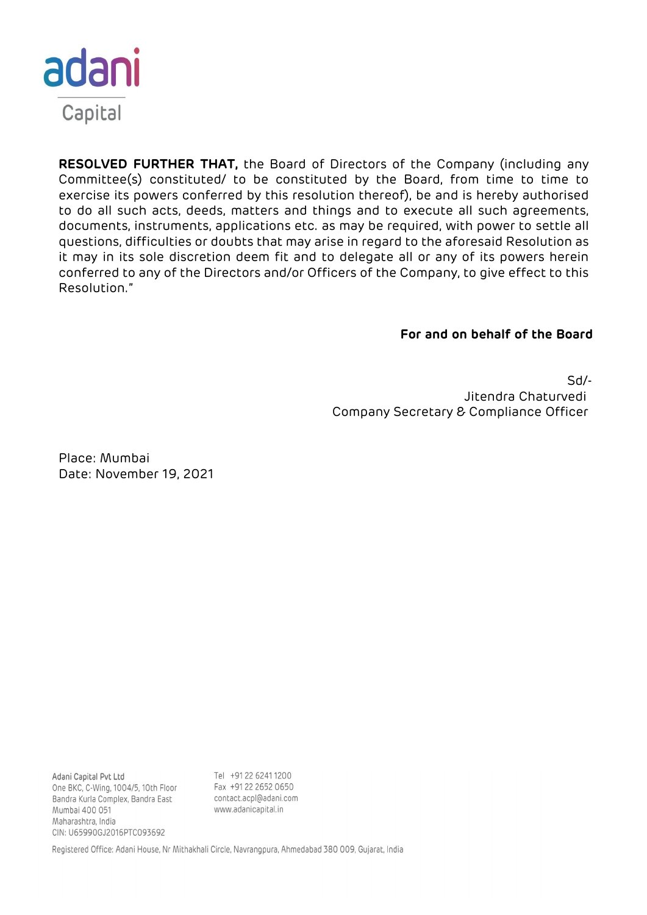**RESOLVED FURTHER THAT,** the Board of Directors of the Company (including any Committee(s) constituted/ to be constituted by the Board, from time to time to exercise its powers conferred by this resolution thereof), be and is hereby authorised to do all such acts, deeds, matters and things and to execute all such agreements, documents, instruments, applications etc. as may be required, with power to settle all questions, difficulties or doubts that may arise in regard to the aforesaid Resolution as it may in its sole discretion deem fit and to delegate all or any of its powers herein conferred to any of the Directors and/or Officers of the Company, to give effect to this Resolution."

**For and on behalf of the Board**

Sd/-
Jitendra Chaturvedi
Company Secretary & Compliance Officer

Place: Mumbai
Date: November 19, 2021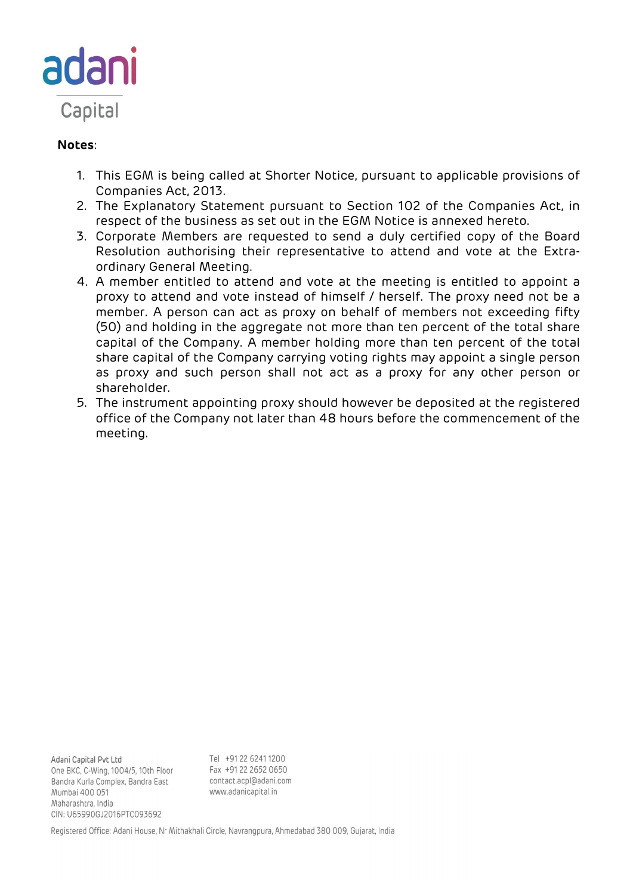**Notes**:

1. This EGM is being called at Shorter Notice, pursuant to applicable provisions of Companies Act, 2013.
2. The Explanatory Statement pursuant to Section 102 of the Companies Act, in respect of the business as set out in the EGM Notice is annexed hereto.
3. Corporate Members are requested to send a duly certified copy of the Board Resolution authorising their representative to attend and vote at the Extra-ordinary General Meeting.
4. A member entitled to attend and vote at the meeting is entitled to appoint a proxy to attend and vote instead of himself / herself. The proxy need not be a member. A person can act as proxy on behalf of members not exceeding fifty (50) and holding in the aggregate not more than ten percent of the total share capital of the Company. A member holding more than ten percent of the total share capital of the Company carrying voting rights may appoint a single person as proxy and such person shall not act as a proxy for any other person or shareholder.
5. The instrument appointing proxy should however be deposited at the registered office of the Company not later than 48 hours before the commencement of the meeting.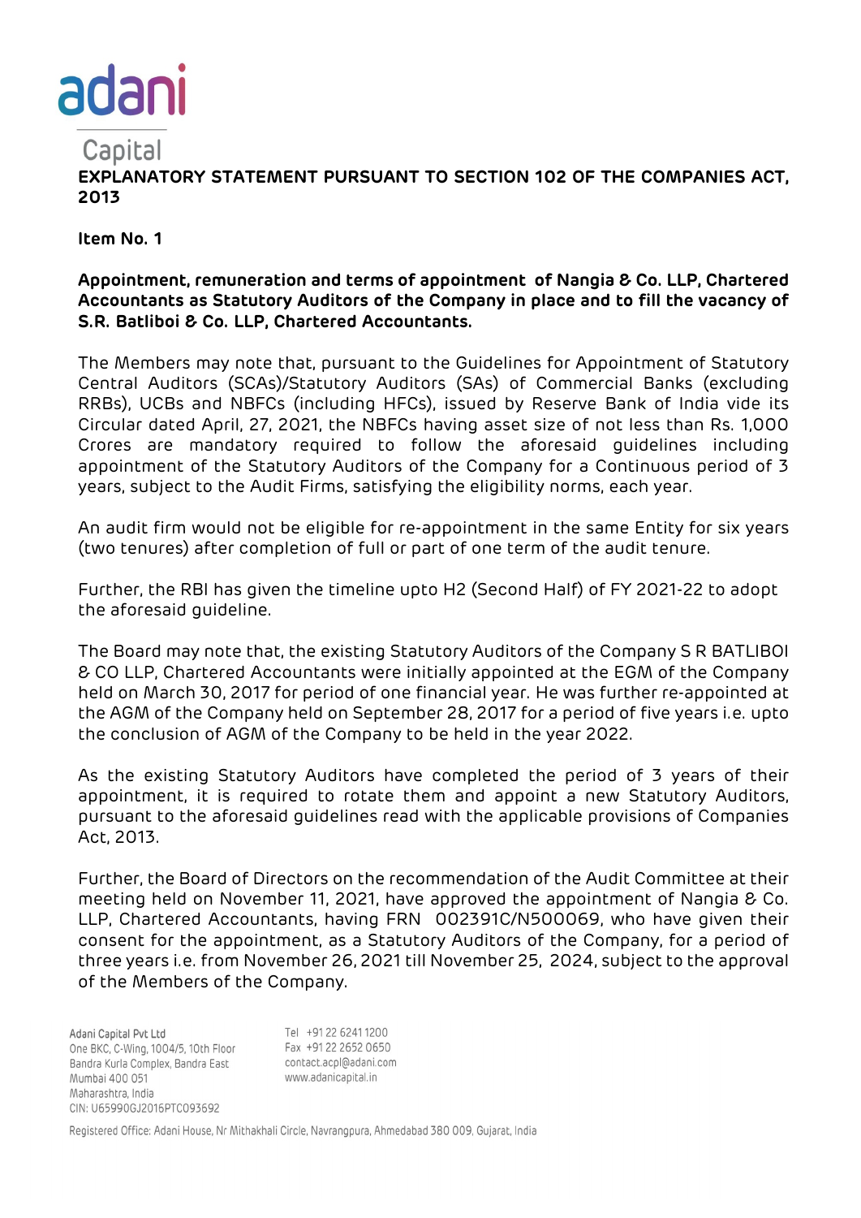## EXPLANATORY STATEMENT PURSUANT TO SECTION 102 OF THE COMPANIES ACT, 2013

**Item No. 1**

**Appointment, remuneration and terms of appointment of Nangia & Co. LLP, Chartered Accountants as Statutory Auditors of the Company in place and to fill the vacancy of S.R. Batliboi & Co. LLP, Chartered Accountants.**

The Members may note that, pursuant to the Guidelines for Appointment of Statutory Central Auditors (SCAs)/Statutory Auditors (SAs) of Commercial Banks (excluding RRBs), UCBs and NBFCs (including HFCs), issued by Reserve Bank of India vide its Circular dated April, 27, 2021, the NBFCs having asset size of not less than Rs. 1,000 Crores are mandatory required to follow the aforesaid guidelines including appointment of the Statutory Auditors of the Company for a Continuous period of 3 years, subject to the Audit Firms, satisfying the eligibility norms, each year.

An audit firm would not be eligible for re-appointment in the same Entity for six years (two tenures) after completion of full or part of one term of the audit tenure.

Further, the RBI has given the timeline upto H2 (Second Half) of FY 2021-22 to adopt the aforesaid guideline.

The Board may note that, the existing Statutory Auditors of the Company S R BATLIBOI & CO LLP, Chartered Accountants were initially appointed at the EGM of the Company held on March 30, 2017 for period of one financial year. He was further re-appointed at the AGM of the Company held on September 28, 2017 for a period of five years i.e. upto the conclusion of AGM of the Company to be held in the year 2022.

As the existing Statutory Auditors have completed the period of 3 years of their appointment, it is required to rotate them and appoint a new Statutory Auditors, pursuant to the aforesaid guidelines read with the applicable provisions of Companies Act, 2013.

Further, the Board of Directors on the recommendation of the Audit Committee at their meeting held on November 11, 2021, have approved the appointment of Nangia & Co. LLP, Chartered Accountants, having FRN 002391C/N500069, who have given their consent for the appointment, as a Statutory Auditors of the Company, for a period of three years i.e. from November 26, 2021 till November 25, 2024, subject to the approval of the Members of the Company.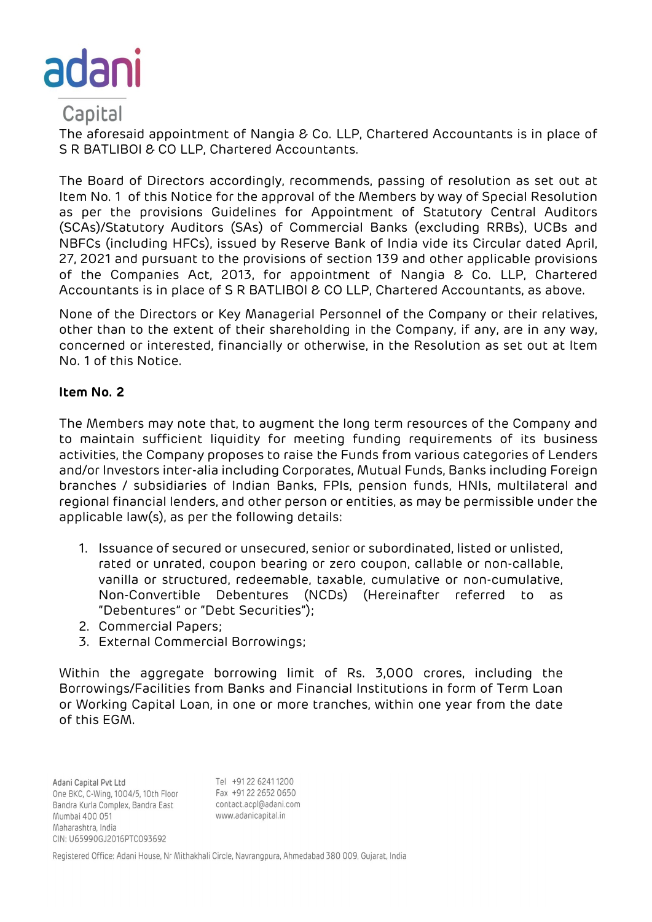The aforesaid appointment of Nangia & Co. LLP, Chartered Accountants is in place of S R BATLIBOI & CO LLP, Chartered Accountants.

The Board of Directors accordingly, recommends, passing of resolution as set out at Item No. 1 of this Notice for the approval of the Members by way of Special Resolution as per the provisions Guidelines for Appointment of Statutory Central Auditors (SCAs)/Statutory Auditors (SAs) of Commercial Banks (excluding RRBs), UCBs and NBFCs (including HFCs), issued by Reserve Bank of India vide its Circular dated April, 27, 2021 and pursuant to the provisions of section 139 and other applicable provisions of the Companies Act, 2013, for appointment of Nangia & Co. LLP, Chartered Accountants is in place of S R BATLIBOI & CO LLP, Chartered Accountants, as above.

None of the Directors or Key Managerial Personnel of the Company or their relatives, other than to the extent of their shareholding in the Company, if any, are in any way, concerned or interested, financially or otherwise, in the Resolution as set out at Item No. 1 of this Notice.

**Item No. 2**

The Members may note that, to augment the long term resources of the Company and to maintain sufficient liquidity for meeting funding requirements of its business activities, the Company proposes to raise the Funds from various categories of Lenders and/or Investors inter-alia including Corporates, Mutual Funds, Banks including Foreign branches / subsidiaries of Indian Banks, FPIs, pension funds, HNIs, multilateral and regional financial lenders, and other person or entities, as may be permissible under the applicable law(s), as per the following details:

1. Issuance of secured or unsecured, senior or subordinated, listed or unlisted, rated or unrated, coupon bearing or zero coupon, callable or non-callable, vanilla or structured, redeemable, taxable, cumulative or non-cumulative, Non-Convertible Debentures (NCDs) (Hereinafter referred to as "Debentures" or "Debt Securities");
2. Commercial Papers;
3. External Commercial Borrowings;

Within the aggregate borrowing limit of Rs. 3,000 crores, including the Borrowings/Facilities from Banks and Financial Institutions in form of Term Loan or Working Capital Loan, in one or more tranches, within one year from the date of this EGM.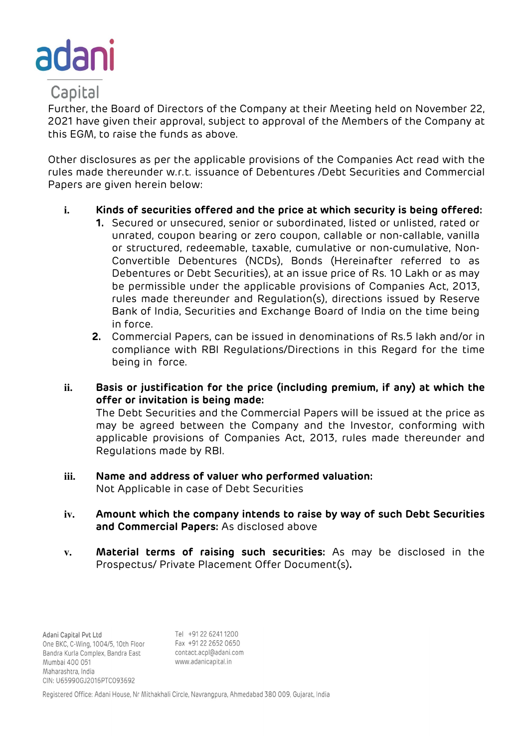Further, the Board of Directors of the Company at their Meeting held on November 22, 2021 have given their approval, subject to approval of the Members of the Company at this EGM, to raise the funds as above.

Other disclosures as per the applicable provisions of the Companies Act read with the rules made thereunder w.r.t. issuance of Debentures /Debt Securities and Commercial Papers are given herein below:

i. **Kinds of securities offered and the price at which security is being offered:**

   1. Secured or unsecured, senior or subordinated, listed or unlisted, rated or unrated, coupon bearing or zero coupon, callable or non-callable, vanilla or structured, redeemable, taxable, cumulative or non-cumulative, Non-Convertible Debentures (NCDs), Bonds (Hereinafter referred to as Debentures or Debt Securities), at an issue price of Rs. 10 Lakh or as may be permissible under the applicable provisions of Companies Act, 2013, rules made thereunder and Regulation(s), directions issued by Reserve Bank of India, Securities and Exchange Board of India on the time being in force.
   2. Commercial Papers, can be issued in denominations of Rs.5 lakh and/or in compliance with RBI Regulations/Directions in this Regard for the time being in force.

ii. **Basis or justification for the price (including premium, if any) at which the offer or invitation is being made:**
The Debt Securities and the Commercial Papers will be issued at the price as may be agreed between the Company and the Investor, conforming with applicable provisions of Companies Act, 2013, rules made thereunder and Regulations made by RBI.

iii. **Name and address of valuer who performed valuation:**
Not Applicable in case of Debt Securities

iv. **Amount which the company intends to raise by way of such Debt Securities and Commercial Papers:** As disclosed above

v. **Material terms of raising such securities:** As may be disclosed in the Prospectus/ Private Placement Offer Document(s).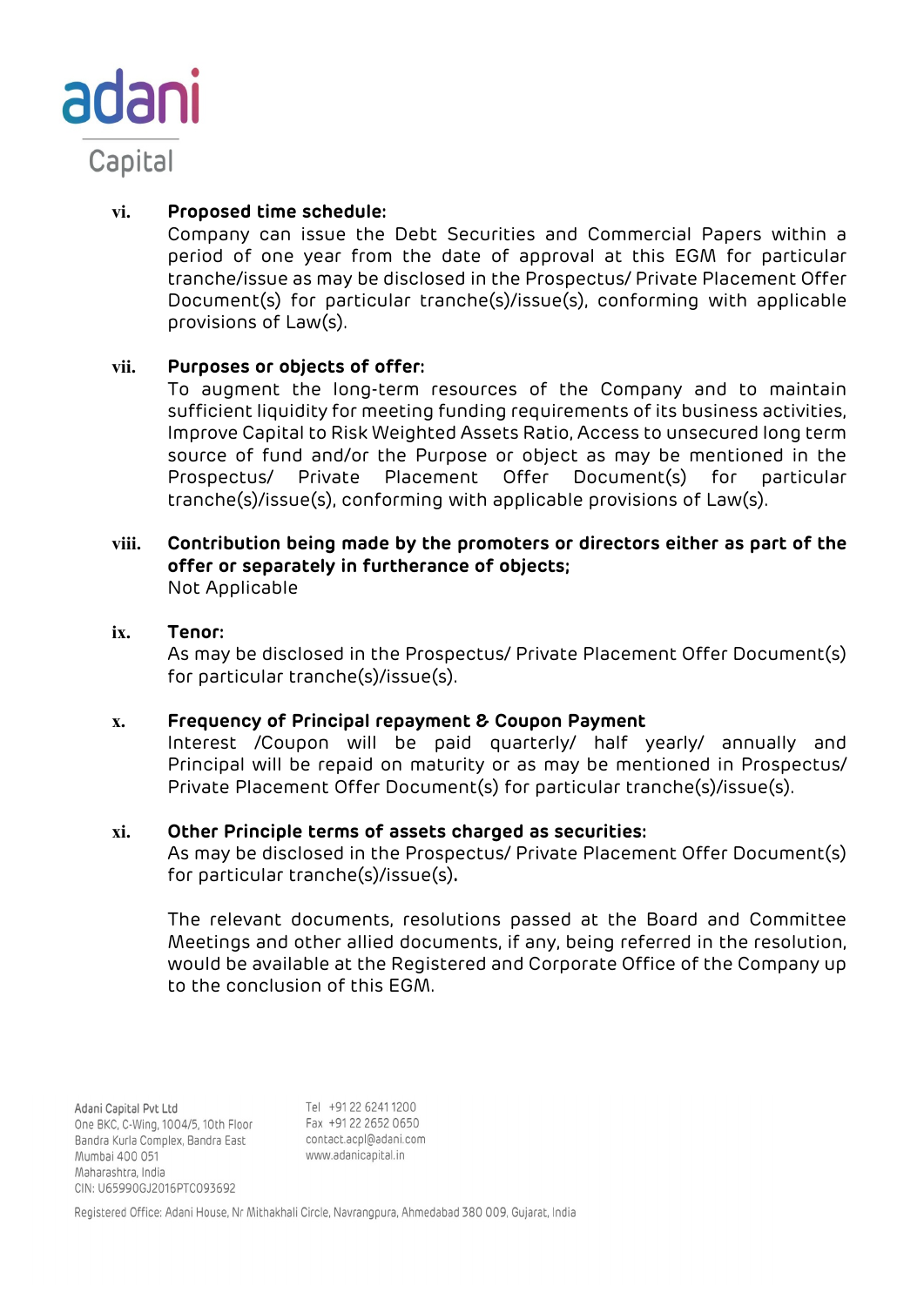vi. **Proposed time schedule:**
Company can issue the Debt Securities and Commercial Papers within a period of one year from the date of approval at this EGM for particular tranche/issue as may be disclosed in the Prospectus/ Private Placement Offer Document(s) for particular tranche(s)/issue(s), conforming with applicable provisions of Law(s).

vii. **Purposes or objects of offer:**
To augment the long-term resources of the Company and to maintain sufficient liquidity for meeting funding requirements of its business activities, Improve Capital to Risk Weighted Assets Ratio, Access to unsecured long term source of fund and/or the Purpose or object as may be mentioned in the Prospectus/ Private Placement Offer Document(s) for particular tranche(s)/issue(s), conforming with applicable provisions of Law(s).

viii. **Contribution being made by the promoters or directors either as part of the offer or separately in furtherance of objects;**
Not Applicable

ix. **Tenor:**
As may be disclosed in the Prospectus/ Private Placement Offer Document(s) for particular tranche(s)/issue(s).

x. **Frequency of Principal repayment & Coupon Payment**
Interest /Coupon will be paid quarterly/ half yearly/ annually and Principal will be repaid on maturity or as may be mentioned in Prospectus/ Private Placement Offer Document(s) for particular tranche(s)/issue(s).

xi. **Other Principle terms of assets charged as securities:**
As may be disclosed in the Prospectus/ Private Placement Offer Document(s) for particular tranche(s)/issue(s).

The relevant documents, resolutions passed at the Board and Committee Meetings and other allied documents, if any, being referred in the resolution, would be available at the Registered and Corporate Office of the Company up to the conclusion of this EGM.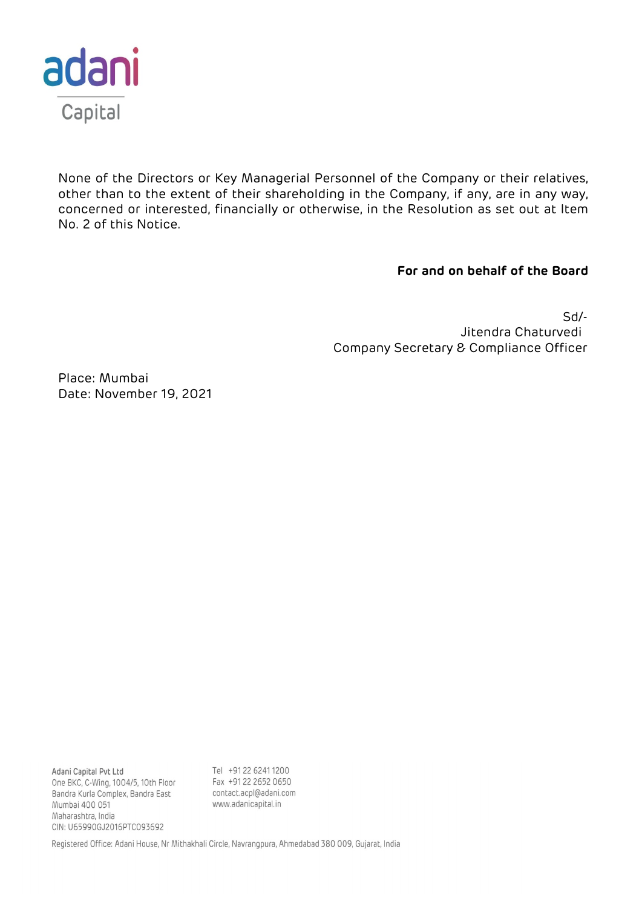None of the Directors or Key Managerial Personnel of the Company or their relatives, other than to the extent of their shareholding in the Company, if any, are in any way, concerned or interested, financially or otherwise, in the Resolution as set out at Item No. 2 of this Notice.

**For and on behalf of the Board**

Sd/-
Jitendra Chaturvedi
Company Secretary & Compliance Officer

Place: Mumbai
Date: November 19, 2021